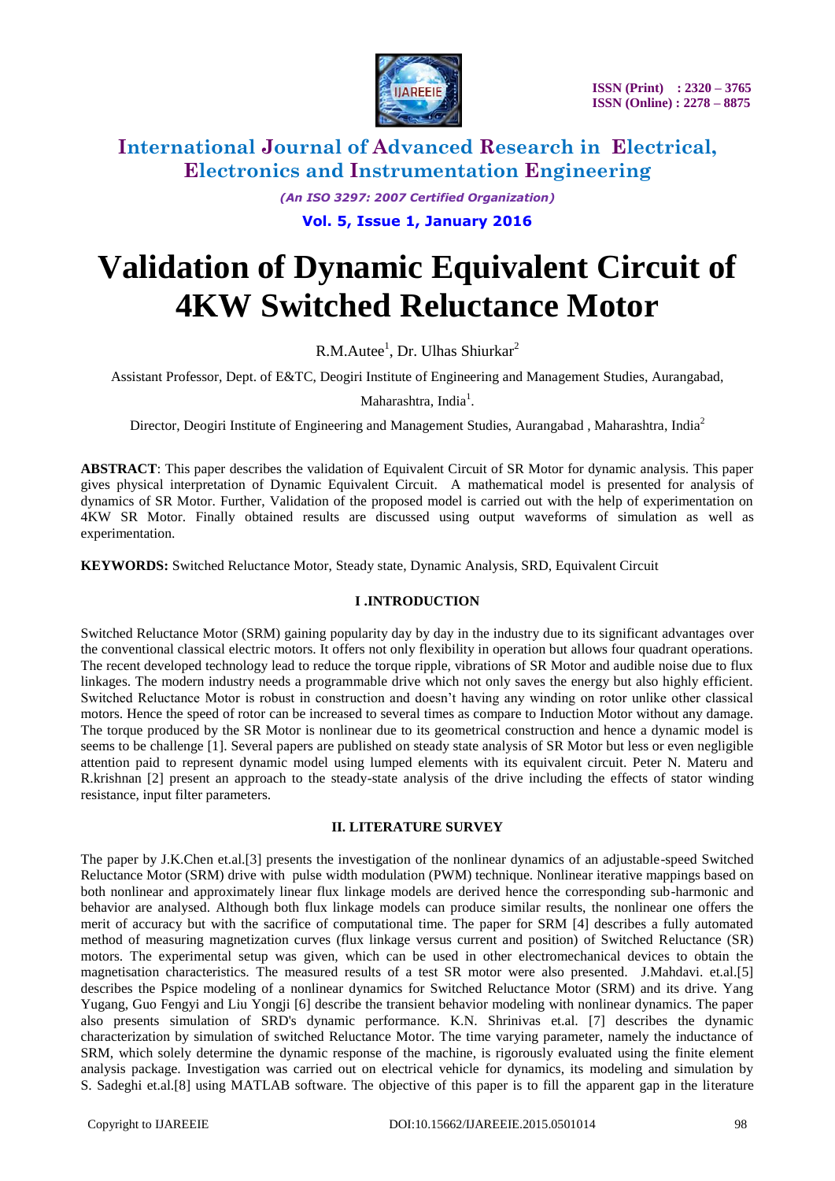# Validation of Dynamic Equivalent Circuit of 4KW Switched Reluctance Motor

R.M.Autee[1], Dr. Ulhas Shiurkar[2]

Assistant Professor, Dept. of E&TC, Deogiri Institute of Engineering and Management Studies, Aurangabad, Maharashtra, India[1].

Director, Deogiri Institute of Engineering and Management Studies, Aurangabad , Maharashtra, India[2]

**ABSTRACT**: This paper describes the validation of Equivalent Circuit of SR Motor for dynamic analysis. This paper gives physical interpretation of Dynamic Equivalent Circuit. A mathematical model is presented for analysis of dynamics of SR Motor. Further, Validation of the proposed model is carried out with the help of experimentation on 4KW SR Motor. Finally obtained results are discussed using output waveforms of simulation as well as experimentation.

**KEYWORDS:** Switched Reluctance Motor, Steady state, Dynamic Analysis, SRD, Equivalent Circuit

## I .INTRODUCTION

Switched Reluctance Motor (SRM) gaining popularity day by day in the industry due to its significant advantages over the conventional classical electric motors. It offers not only flexibility in operation but allows four quadrant operations. The recent developed technology lead to reduce the torque ripple, vibrations of SR Motor and audible noise due to flux linkages. The modern industry needs a programmable drive which not only saves the energy but also highly efficient. Switched Reluctance Motor is robust in construction and doesn't having any winding on rotor unlike other classical motors. Hence the speed of rotor can be increased to several times as compare to Induction Motor without any damage. The torque produced by the SR Motor is nonlinear due to its geometrical construction and hence a dynamic model is seems to be challenge [1]. Several papers are published on steady state analysis of SR Motor but less or even negligible attention paid to represent dynamic model using lumped elements with its equivalent circuit. Peter N. Materu and R.krishnan [2] present an approach to the steady-state analysis of the drive including the effects of stator winding resistance, input filter parameters.

## II. LITERATURE SURVEY

The paper by J.K.Chen et.al.[3] presents the investigation of the nonlinear dynamics of an adjustable-speed Switched Reluctance Motor (SRM) drive with pulse width modulation (PWM) technique. Nonlinear iterative mappings based on both nonlinear and approximately linear flux linkage models are derived hence the corresponding sub-harmonic and behavior are analysed. Although both flux linkage models can produce similar results, the nonlinear one offers the merit of accuracy but with the sacrifice of computational time. The paper for SRM [4] describes a fully automated method of measuring magnetization curves (flux linkage versus current and position) of Switched Reluctance (SR) motors. The experimental setup was given, which can be used in other electromechanical devices to obtain the magnetisation characteristics. The measured results of a test SR motor were also presented. J.Mahdavi. et.al.[5] describes the Pspice modeling of a nonlinear dynamics for Switched Reluctance Motor (SRM) and its drive. Yang Yugang, Guo Fengyi and Liu Yongji [6] describe the transient behavior modeling with nonlinear dynamics. The paper also presents simulation of SRD's dynamic performance. K.N. Shrinivas et.al. [7] describes the dynamic characterization by simulation of switched Reluctance Motor. The time varying parameter, namely the inductance of SRM, which solely determine the dynamic response of the machine, is rigorously evaluated using the finite element analysis package. Investigation was carried out on electrical vehicle for dynamics, its modeling and simulation by S. Sadeghi et.al.[8] using MATLAB software. The objective of this paper is to fill the apparent gap in the literature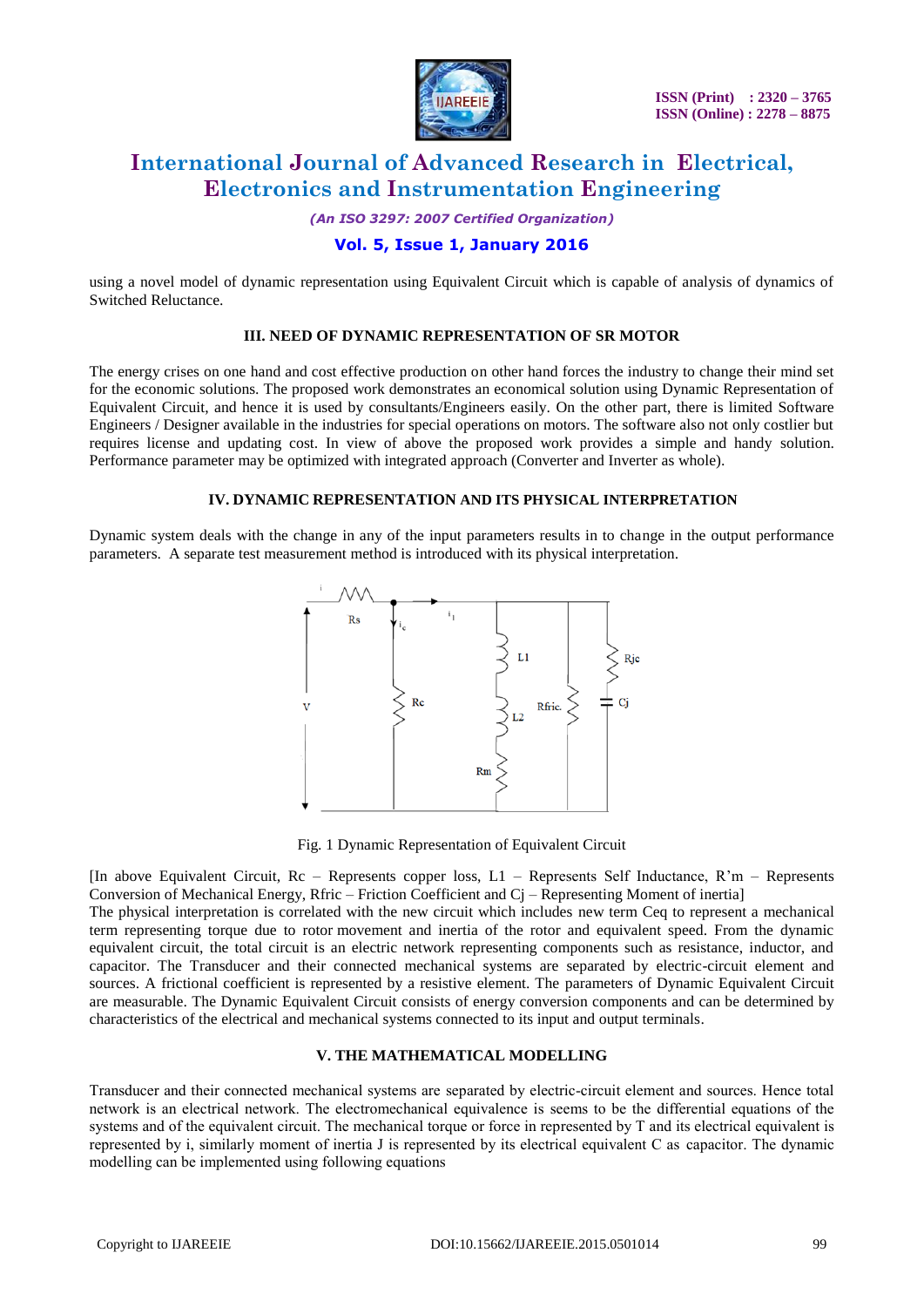using a novel model of dynamic representation using Equivalent Circuit which is capable of analysis of dynamics of Switched Reluctance.

## III. NEED OF DYNAMIC REPRESENTATION OF SR MOTOR

The energy crises on one hand and cost effective production on other hand forces the industry to change their mind set for the economic solutions. The proposed work demonstrates an economical solution using Dynamic Representation of Equivalent Circuit, and hence it is used by consultants/Engineers easily. On the other part, there is limited Software Engineers / Designer available in the industries for special operations on motors. The software also not only costlier but requires license and updating cost. In view of above the proposed work provides a simple and handy solution. Performance parameter may be optimized with integrated approach (Converter and Inverter as whole).

## IV. DYNAMIC REPRESENTATION AND ITS PHYSICAL INTERPRETATION

Dynamic system deals with the change in any of the input parameters results in to change in the output performance parameters. A separate test measurement method is introduced with its physical interpretation.

Fig. 1 Dynamic Representation of Equivalent Circuit

[In above Equivalent Circuit, Rc – Represents copper loss, L1 – Represents Self Inductance, R'm – Represents Conversion of Mechanical Energy, Rfric – Friction Coefficient and Cj – Representing Moment of inertia]

The physical interpretation is correlated with the new circuit which includes new term Ceq to represent a mechanical term representing torque due to rotor movement and inertia of the rotor and equivalent speed. From the dynamic equivalent circuit, the total circuit is an electric network representing components such as resistance, inductor, and capacitor. The Transducer and their connected mechanical systems are separated by electric-circuit element and sources. A frictional coefficient is represented by a resistive element. The parameters of Dynamic Equivalent Circuit are measurable. The Dynamic Equivalent Circuit consists of energy conversion components and can be determined by characteristics of the electrical and mechanical systems connected to its input and output terminals.

## V. THE MATHEMATICAL MODELLING

Transducer and their connected mechanical systems are separated by electric-circuit element and sources. Hence total network is an electrical network. The electromechanical equivalence is seems to be the differential equations of the systems and of the equivalent circuit. The mechanical torque or force in represented by T and its electrical equivalent is represented by i, similarly moment of inertia J is represented by its electrical equivalent C as capacitor. The dynamic modelling can be implemented using following equations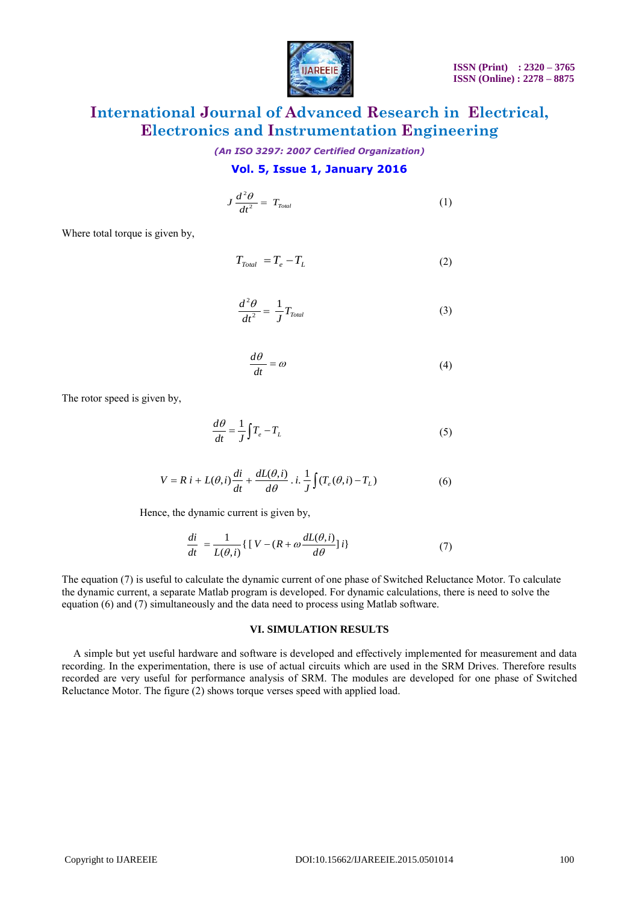$$J\frac{d^2\theta}{dt^2} = T_{Total} \tag{1}$$

Where total torque is given by,

$$T_{Total} = T_e - T_L \tag{2}$$

$$\frac{d^2\theta}{dt^2} = \frac{1}{J}T_{Total} \tag{3}$$

$$\frac{d\theta}{dt} = \omega \tag{4}$$

The rotor speed is given by,

$$\frac{d\theta}{dt} = \frac{1}{J}\int T_e - T_L \tag{5}$$

$$V = R\,i + L(\theta,i)\frac{di}{dt} + \frac{dL(\theta,i)}{d\theta}\,.\,i.\,\frac{1}{J}\int (T_e(\theta,i) - T_L) \tag{6}$$

Hence, the dynamic current is given by,

$$\frac{di}{dt} = \frac{1}{L(\theta,i)}\{[\,V - (R + \omega\frac{dL(\theta,i)}{d\theta}]\,i\} \tag{7}$$

The equation (7) is useful to calculate the dynamic current of one phase of Switched Reluctance Motor. To calculate the dynamic current, a separate Matlab program is developed. For dynamic calculations, there is need to solve the equation (6) and (7) simultaneously and the data need to process using Matlab software.

## VI. SIMULATION RESULTS

A simple but yet useful hardware and software is developed and effectively implemented for measurement and data recording. In the experimentation, there is use of actual circuits which are used in the SRM Drives. Therefore results recorded are very useful for performance analysis of SRM. The modules are developed for one phase of Switched Reluctance Motor. The figure (2) shows torque verses speed with applied load.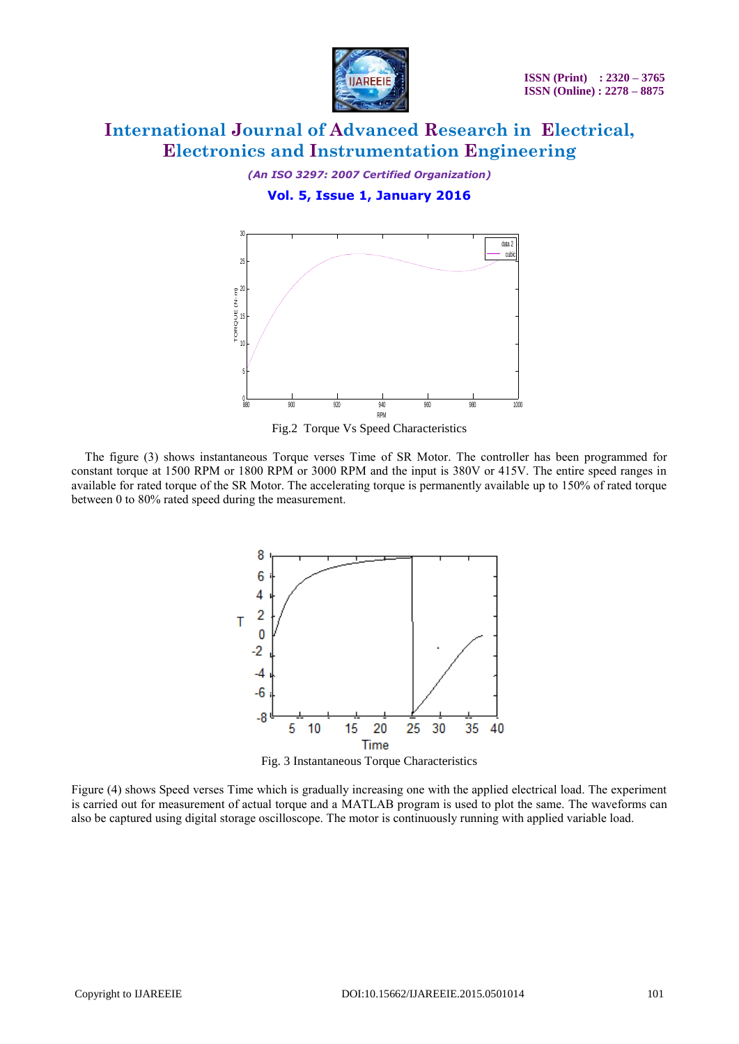Fig.2 Torque Vs Speed Characteristics

The figure (3) shows instantaneous Torque verses Time of SR Motor. The controller has been programmed for constant torque at 1500 RPM or 1800 RPM or 3000 RPM and the input is 380V or 415V. The entire speed ranges in available for rated torque of the SR Motor. The accelerating torque is permanently available up to 150% of rated torque between 0 to 80% rated speed during the measurement.

Fig. 3 Instantaneous Torque Characteristics

Figure (4) shows Speed verses Time which is gradually increasing one with the applied electrical load. The experiment is carried out for measurement of actual torque and a MATLAB program is used to plot the same. The waveforms can also be captured using digital storage oscilloscope. The motor is continuously running with applied variable load.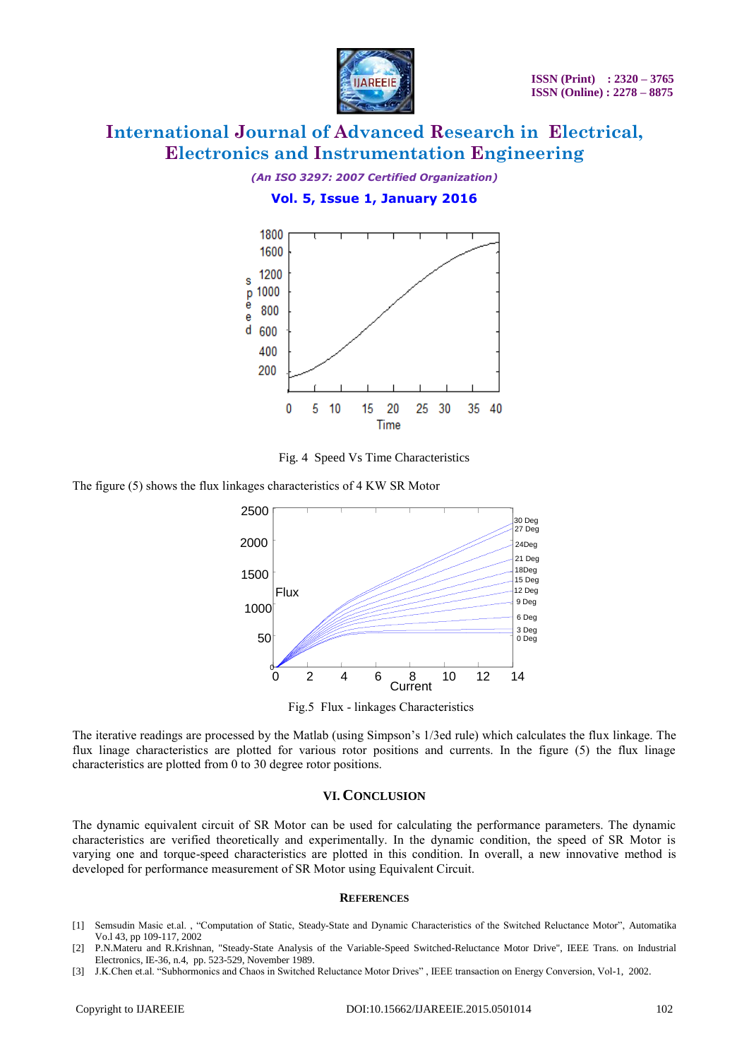Fig. 4 Speed Vs Time Characteristics

The figure (5) shows the flux linkages characteristics of 4 KW SR Motor

Fig.5 Flux - linkages Characteristics

The iterative readings are processed by the Matlab (using Simpson's 1/3ed rule) which calculates the flux linkage. The flux linage characteristics are plotted for various rotor positions and currents. In the figure (5) the flux linage characteristics are plotted from 0 to 30 degree rotor positions.

## VI. CONCLUSION

The dynamic equivalent circuit of SR Motor can be used for calculating the performance parameters. The dynamic characteristics are verified theoretically and experimentally. In the dynamic condition, the speed of SR Motor is varying one and torque-speed characteristics are plotted in this condition. In overall, a new innovative method is developed for performance measurement of SR Motor using Equivalent Circuit.

## REFERENCES

[1] Semsudin Masic et.al. , "Computation of Static, Steady-State and Dynamic Characteristics of the Switched Reluctance Motor", Automatika Vo.l 43, pp 109-117, 2002

[2] P.N.Materu and R.Krishnan, "Steady-State Analysis of the Variable-Speed Switched-Reluctance Motor Drive", IEEE Trans. on Industrial Electronics, IE-36, n.4, pp. 523-529, November 1989.

[3] J.K.Chen et.al. "Subhormonics and Chaos in Switched Reluctance Motor Drives" , IEEE transaction on Energy Conversion, Vol-1, 2002.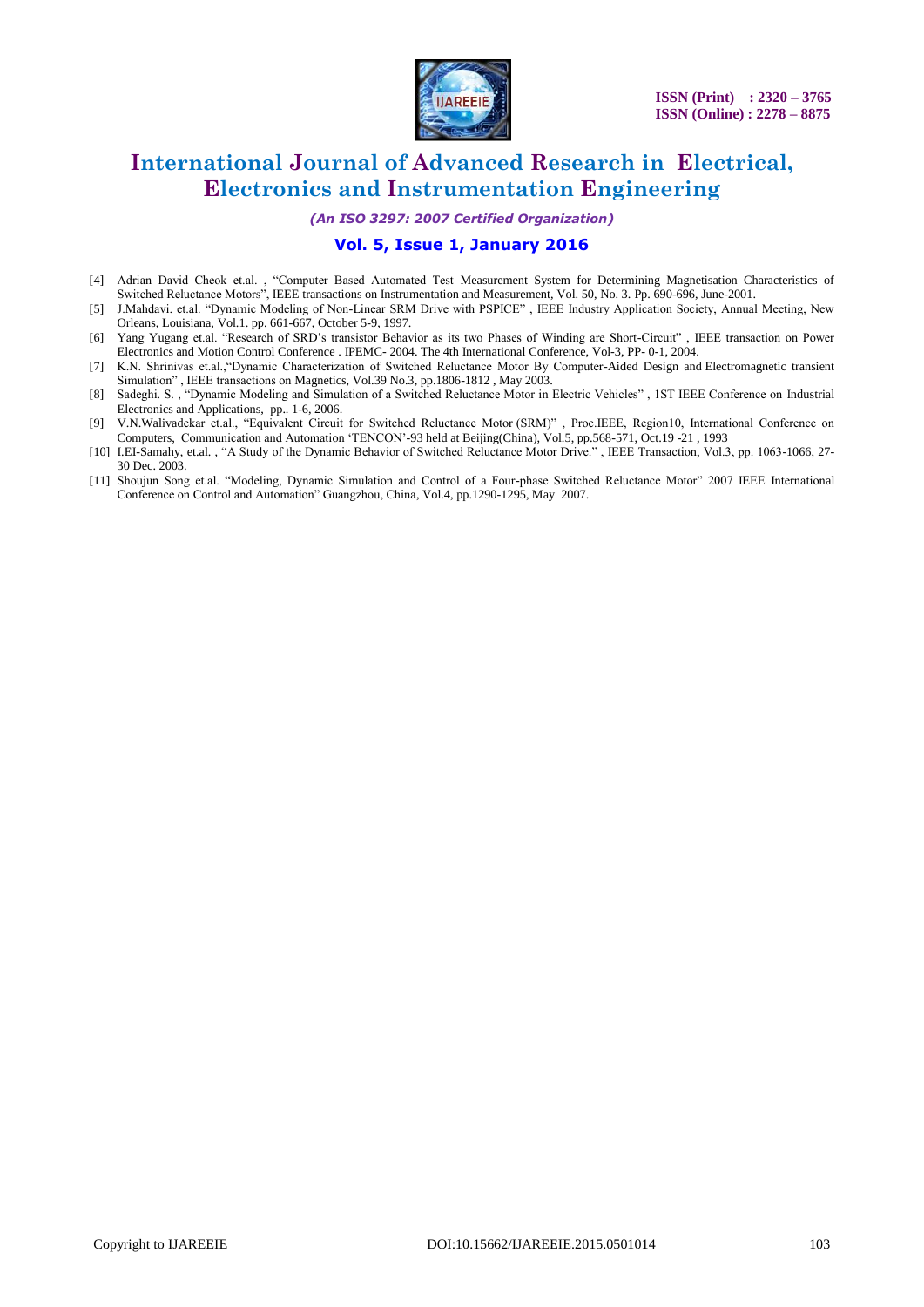[4] Adrian David Cheok et.al. , "Computer Based Automated Test Measurement System for Determining Magnetisation Characteristics of Switched Reluctance Motors", IEEE transactions on Instrumentation and Measurement, Vol. 50, No. 3. Pp. 690-696, June-2001.

[5] J.Mahdavi. et.al. "Dynamic Modeling of Non-Linear SRM Drive with PSPICE" , IEEE Industry Application Society, Annual Meeting, New Orleans, Louisiana, Vol.1. pp. 661-667, October 5-9, 1997.

[6] Yang Yugang et.al. "Research of SRD's transistor Behavior as its two Phases of Winding are Short-Circuit" , IEEE transaction on Power Electronics and Motion Control Conference . IPEMC- 2004. The 4th International Conference, Vol-3, PP- 0-1, 2004.

[7] K.N. Shrinivas et.al.,"Dynamic Characterization of Switched Reluctance Motor By Computer-Aided Design and Electromagnetic transient Simulation" , IEEE transactions on Magnetics, Vol.39 No.3, pp.1806-1812 , May 2003.

[8] Sadeghi. S. , "Dynamic Modeling and Simulation of a Switched Reluctance Motor in Electric Vehicles" , 1ST IEEE Conference on Industrial Electronics and Applications, pp.. 1-6, 2006.

[9] V.N.Walivadekar et.al., "Equivalent Circuit for Switched Reluctance Motor (SRM)" , Proc.IEEE, Region10, International Conference on Computers, Communication and Automation 'TENCON'-93 held at Beijing(China), Vol.5, pp.568-571, Oct.19 -21 , 1993

[10] I.EI-Samahy, et.al. , "A Study of the Dynamic Behavior of Switched Reluctance Motor Drive." , IEEE Transaction, Vol.3, pp. 1063-1066, 27-30 Dec. 2003.

[11] Shoujun Song et.al. "Modeling, Dynamic Simulation and Control of a Four-phase Switched Reluctance Motor" 2007 IEEE International Conference on Control and Automation" Guangzhou, China, Vol.4, pp.1290-1295, May 2007.